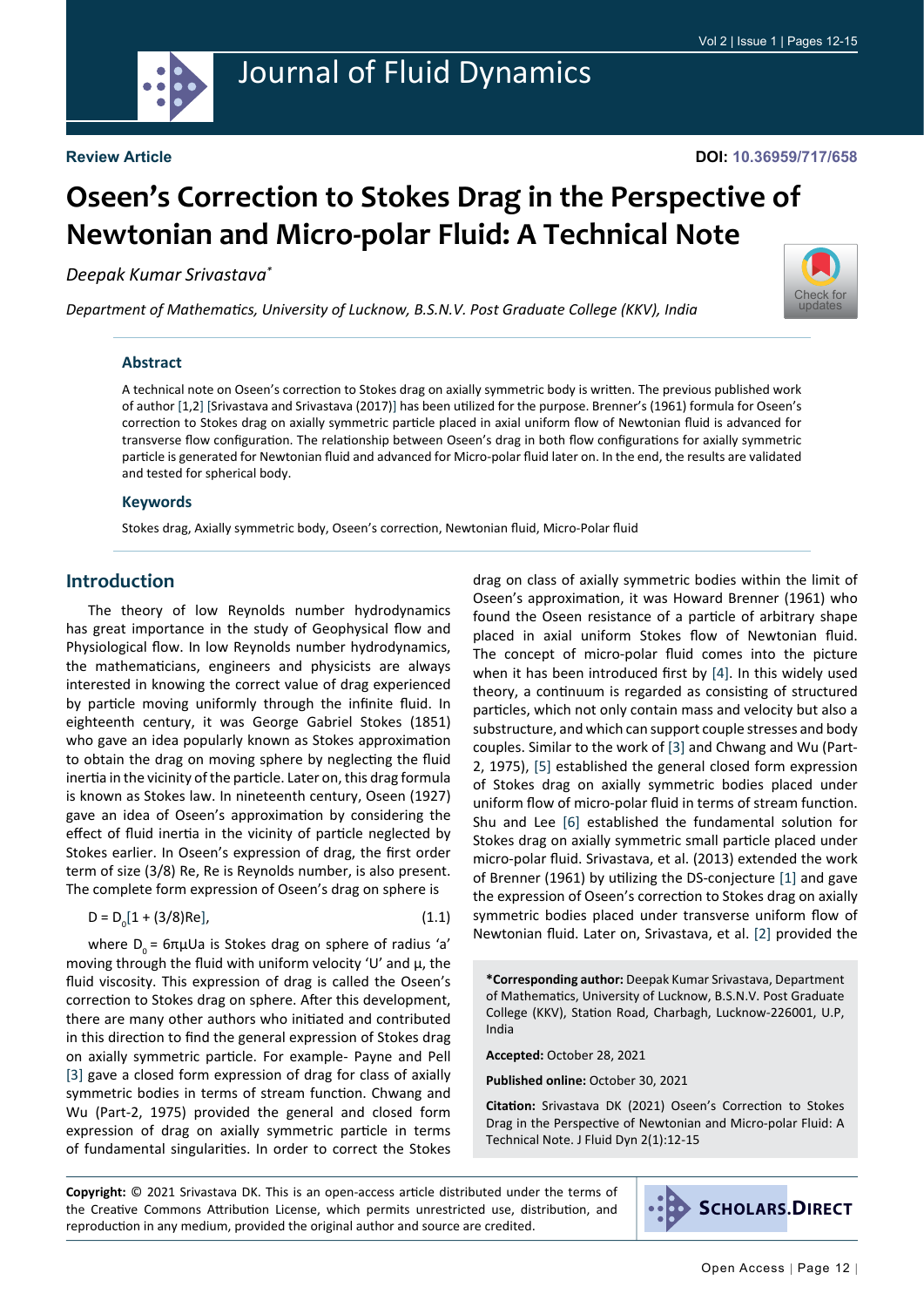**Review Article**

**DOI: 10.36959/717/658**

# Oseen's Correction to Stokes Drag in the Perspective of Newtonian and Micro-polar Fluid: A Technical Note

*Deepak Kumar Srivastava**

*Department of Mathematics, University of Lucknow, B.S.N.V. Post Graduate College (KKV), India*

## Abstract

A technical note on Oseen's correction to Stokes drag on axially symmetric body is written. The previous published work of author [1,2] [Srivastava and Srivastava (2017)] has been utilized for the purpose. Brenner's (1961) formula for Oseen's correction to Stokes drag on axially symmetric particle placed in axial uniform flow of Newtonian fluid is advanced for transverse flow configuration. The relationship between Oseen's drag in both flow configurations for axially symmetric particle is generated for Newtonian fluid and advanced for Micro-polar fluid later on. In the end, the results are validated and tested for spherical body.

## Keywords

Stokes drag, Axially symmetric body, Oseen's correction, Newtonian fluid, Micro-Polar fluid

## Introduction

The theory of low Reynolds number hydrodynamics has great importance in the study of Geophysical flow and Physiological flow. In low Reynolds number hydrodynamics, the mathematicians, engineers and physicists are always interested in knowing the correct value of drag experienced by particle moving uniformly through the infinite fluid. In eighteenth century, it was George Gabriel Stokes (1851) who gave an idea popularly known as Stokes approximation to obtain the drag on moving sphere by neglecting the fluid inertia in the vicinity of the particle. Later on, this drag formula is known as Stokes law. In nineteenth century, Oseen (1927) gave an idea of Oseen's approximation by considering the effect of fluid inertia in the vicinity of particle neglected by Stokes earlier. In Oseen's expression of drag, the first order term of size (3/8) Re, Re is Reynolds number, is also present. The complete form expression of Oseen's drag on sphere is

$$D = D_0[1 + (3/8)Re], \qquad (1.1)$$

where $D_0 = 6\pi\mu Ua$ is Stokes drag on sphere of radius 'a' moving through the fluid with uniform velocity 'U' and μ, the fluid viscosity. This expression of drag is called the Oseen's correction to Stokes drag on sphere. After this development, there are many other authors who initiated and contributed in this direction to find the general expression of Stokes drag on axially symmetric particle. For example- Payne and Pell [3] gave a closed form expression of drag for class of axially symmetric bodies in terms of stream function. Chwang and Wu (Part-2, 1975) provided the general and closed form expression of drag on axially symmetric particle in terms of fundamental singularities. In order to correct the Stokes drag on class of axially symmetric bodies within the limit of Oseen's approximation, it was Howard Brenner (1961) who found the Oseen resistance of a particle of arbitrary shape placed in axial uniform Stokes flow of Newtonian fluid. The concept of micro-polar fluid comes into the picture when it has been introduced first by [4]. In this widely used theory, a continuum is regarded as consisting of structured particles, which not only contain mass and velocity but also a substructure, and which can support couple stresses and body couples. Similar to the work of [3] and Chwang and Wu (Part-2, 1975), [5] established the general closed form expression of Stokes drag on axially symmetric bodies placed under uniform flow of micro-polar fluid in terms of stream function. Shu and Lee [6] established the fundamental solution for Stokes drag on axially symmetric small particle placed under micro-polar fluid. Srivastava, et al. (2013) extended the work of Brenner (1961) by utilizing the DS-conjecture [1] and gave the expression of Oseen's correction to Stokes drag on axially symmetric bodies placed under transverse uniform flow of Newtonian fluid. Later on, Srivastava, et al. [2] provided the

**\*Corresponding author:** Deepak Kumar Srivastava, Department of Mathematics, University of Lucknow, B.S.N.V. Post Graduate College (KKV), Station Road, Charbagh, Lucknow-226001, U.P, India

**Accepted:** October 28, 2021

**Published online:** October 30, 2021

**Citation:** Srivastava DK (2021) Oseen's Correction to Stokes Drag in the Perspective of Newtonian and Micro-polar Fluid: A Technical Note. J Fluid Dyn 2(1):12-15

**Copyright:** © 2021 Srivastava DK. This is an open-access article distributed under the terms of the Creative Commons Attribution License, which permits unrestricted use, distribution, and reproduction in any medium, provided the original author and source are credited.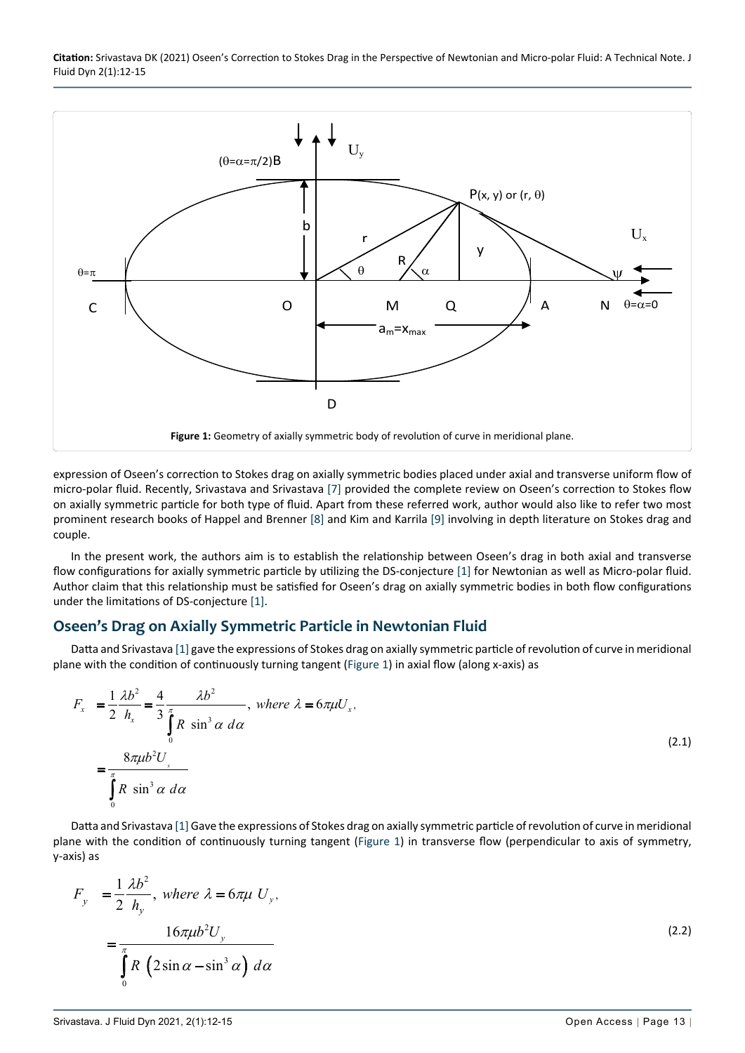Figure 1: Geometry of axially symmetric body of revolution of curve in meridional plane.

expression of Oseen's correction to Stokes drag on axially symmetric bodies placed under axial and transverse uniform flow of micro-polar fluid. Recently, Srivastava and Srivastava [7] provided the complete review on Oseen's correction to Stokes flow on axially symmetric particle for both type of fluid. Apart from these referred work, author would also like to refer two most prominent research books of Happel and Brenner [8] and Kim and Karrila [9] involving in depth literature on Stokes drag and couple.

In the present work, the authors aim is to establish the relationship between Oseen's drag in both axial and transverse flow configurations for axially symmetric particle by utilizing the DS-conjecture [1] for Newtonian as well as Micro-polar fluid. Author claim that this relationship must be satisfied for Oseen's drag on axially symmetric bodies in both flow configurations under the limitations of DS-conjecture [1].

## Oseen's Drag on Axially Symmetric Particle in Newtonian Fluid

Datta and Srivastava [1] gave the expressions of Stokes drag on axially symmetric particle of revolution of curve in meridional plane with the condition of continuously turning tangent (Figure 1) in axial flow (along x-axis) as

$$
\begin{aligned}
F_x &= \frac{1}{2}\frac{\lambda b^2}{h_x} = \frac{4}{3}\frac{\lambda b^2}{\int_0^{\pi} R\ \sin^3\alpha\ d\alpha},\ \textit{where}\ \lambda = 6\pi\mu U_x, \\
&= \frac{8\pi\mu b^2 U_x}{\int_0^{\pi} R\ \sin^3\alpha\ d\alpha}
\end{aligned}
\tag{2.1}
$$

Datta and Srivastava [1] Gave the expressions of Stokes drag on axially symmetric particle of revolution of curve in meridional plane with the condition of continuously turning tangent (Figure 1) in transverse flow (perpendicular to axis of symmetry, y-axis) as

$$
\begin{aligned}
F_y &= \frac{1}{2}\frac{\lambda b^2}{h_y},\ \textit{where}\ \lambda = 6\pi\mu\ U_y, \\
&= \frac{16\pi\mu b^2 U_y}{\int_0^{\pi} R\ \left(2\sin\alpha - \sin^3\alpha\right)\ d\alpha}
\end{aligned}
\tag{2.2}
$$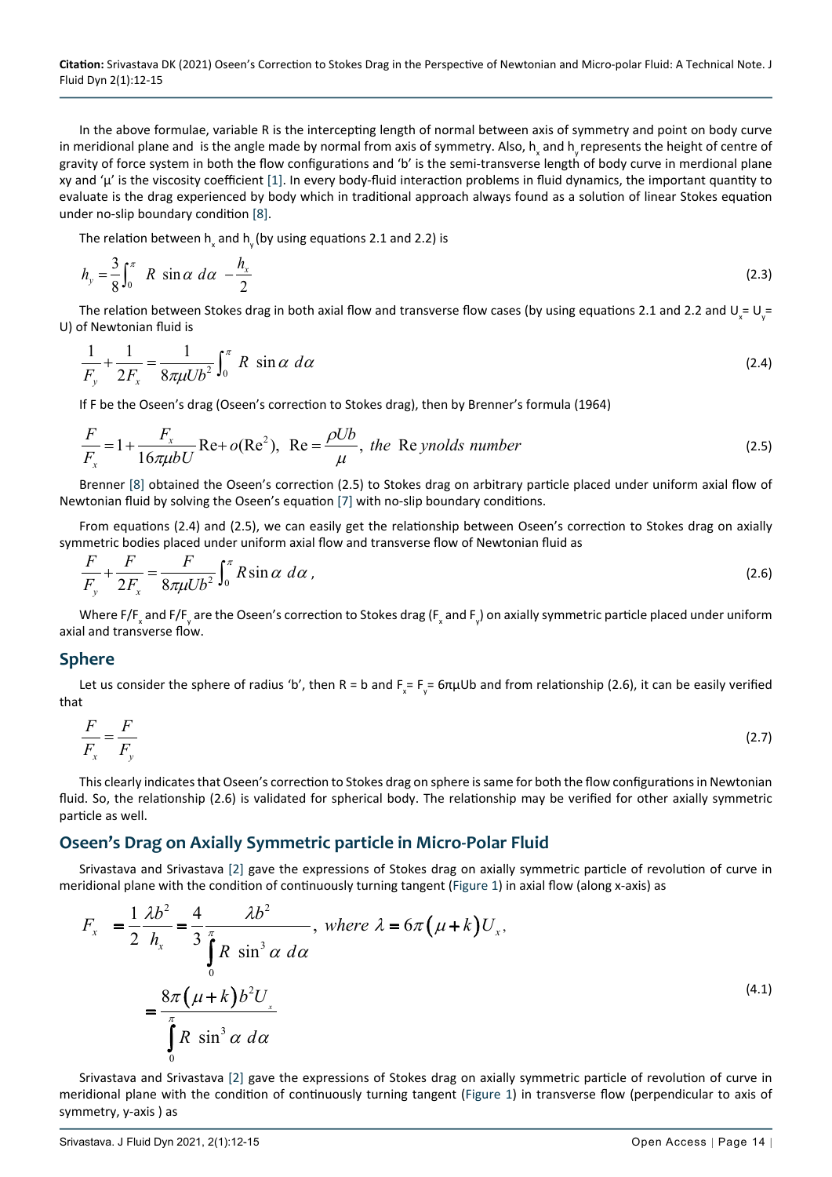In the above formulae, variable R is the intercepting length of normal between axis of symmetry and point on body curve in meridional plane and is the angle made by normal from axis of symmetry. Also, $h_x$ and $h_y$ represents the height of centre of gravity of force system in both the flow configurations and 'b' is the semi-transverse length of body curve in merdional plane xy and 'μ' is the viscosity coefficient [1]. In every body-fluid interaction problems in fluid dynamics, the important quantity to evaluate is the drag experienced by body which in traditional approach always found as a solution of linear Stokes equation under no-slip boundary condition [8].

The relation between $h_x$ and $h_y$ (by using equations 2.1 and 2.2) is

$$h_y = \frac{3}{8}\int_0^{\pi} R \, \sin\alpha \, d\alpha \, - \frac{h_x}{2} \tag{2.3}$$

The relation between Stokes drag in both axial flow and transverse flow cases (by using equations 2.1 and 2.2 and $U_x = U_y = U$) of Newtonian fluid is

$$\frac{1}{F_y} + \frac{1}{2F_x} = \frac{1}{8\pi\mu U b^2}\int_0^{\pi} R \, \sin\alpha \, d\alpha \tag{2.4}$$

If F be the Oseen's drag (Oseen's correction to Stokes drag), then by Brenner's formula (1964)

$$\frac{F}{F_x} = 1 + \frac{F_x}{16\pi\mu b U}\mathrm{Re} + o(\mathrm{Re}^2), \;\; \mathrm{Re} = \frac{\rho U b}{\mu}, \; \textit{the Reynolds number} \tag{2.5}$$

Brenner [8] obtained the Oseen's correction (2.5) to Stokes drag on arbitrary particle placed under uniform axial flow of Newtonian fluid by solving the Oseen's equation [7] with no-slip boundary conditions.

From equations (2.4) and (2.5), we can easily get the relationship between Oseen's correction to Stokes drag on axially symmetric bodies placed under uniform axial flow and transverse flow of Newtonian fluid as

$$\frac{F}{F_y} + \frac{F}{2F_x} = \frac{F}{8\pi\mu U b^2}\int_0^{\pi} R \sin\alpha \, d\alpha \,, \tag{2.6}$$

Where $F/F_x$ and $F/F_y$ are the Oseen's correction to Stokes drag ($F_x$ and $F_y$) on axially symmetric particle placed under uniform axial and transverse flow.

## Sphere

Let us consider the sphere of radius 'b', then R = b and $F_x = F_y = 6\pi\mu U b$ and from relationship (2.6), it can be easily verified that

$$\frac{F}{F_x} = \frac{F}{F_y} \tag{2.7}$$

This clearly indicates that Oseen's correction to Stokes drag on sphere is same for both the flow configurations in Newtonian fluid. So, the relationship (2.6) is validated for spherical body. The relationship may be verified for other axially symmetric particle as well.

## Oseen's Drag on Axially Symmetric particle in Micro-Polar Fluid

Srivastava and Srivastava [2] gave the expressions of Stokes drag on axially symmetric particle of revolution of curve in meridional plane with the condition of continuously turning tangent (Figure 1) in axial flow (along x-axis) as

$$\begin{aligned} F_x &= \frac{1}{2}\frac{\lambda b^2}{h_x} = \frac{4}{3}\frac{\lambda b^2}{\int_0^{\pi} R \, \sin^3\alpha \, d\alpha}, \; \textit{where} \; \lambda = 6\pi(\mu + k)U_x, \\ &= \frac{8\pi(\mu + k) b^2 U_x}{\int_0^{\pi} R \, \sin^3\alpha \, d\alpha} \end{aligned} \tag{4.1}$$

Srivastava and Srivastava [2] gave the expressions of Stokes drag on axially symmetric particle of revolution of curve in meridional plane with the condition of continuously turning tangent (Figure 1) in transverse flow (perpendicular to axis of symmetry, y-axis ) as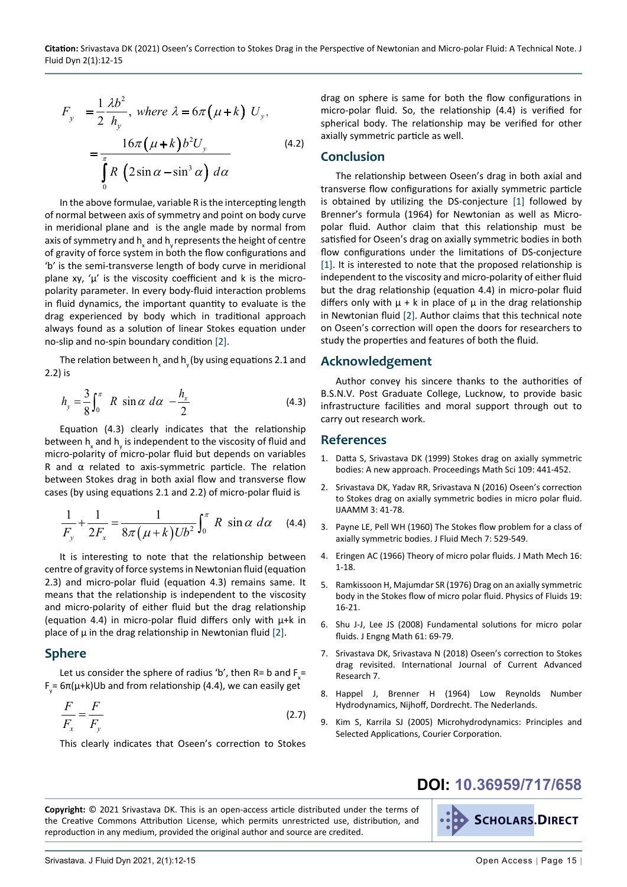$$F_y = \frac{1}{2}\frac{\lambda b^2}{h_y},\ where\ \lambda = 6\pi(\mu+k)\ U_y,$$

$$= \frac{16\pi(\mu+k)b^2 U_y}{\int_0^\pi R\ (2\sin\alpha - \sin^3\alpha)\ d\alpha} \tag{4.2}$$

In the above formulae, variable R is the intercepting length of normal between axis of symmetry and point on body curve in meridional plane and is the angle made by normal from axis of symmetry and $h_x$ and $h_y$ represents the height of centre of gravity of force system in both the flow configurations and 'b' is the semi-transverse length of body curve in meridional plane xy, 'μ' is the viscosity coefficient and k is the micro-polarity parameter. In every body-fluid interaction problems in fluid dynamics, the important quantity to evaluate is the drag experienced by body which in traditional approach always found as a solution of linear Stokes equation under no-slip and no-spin boundary condition [2].

The relation between $h_x$ and $h_y$ (by using equations 2.1 and 2.2) is

$$h_y = \frac{3}{8}\int_0^\pi R\ \sin\alpha\ d\alpha\ - \frac{h_x}{2} \tag{4.3}$$

Equation (4.3) clearly indicates that the relationship between $h_x$ and $h_y$ is independent to the viscosity of fluid and micro-polarity of micro-polar fluid but depends on variables R and α related to axis-symmetric particle. The relation between Stokes drag in both axial flow and transverse flow cases (by using equations 2.1 and 2.2) of micro-polar fluid is

$$\frac{1}{F_y} + \frac{1}{2F_x} = \frac{1}{8\pi(\mu+k)Ub^2}\int_0^\pi R\ \sin\alpha\ d\alpha \tag{4.4}$$

It is interesting to note that the relationship between centre of gravity of force systems in Newtonian fluid (equation 2.3) and micro-polar fluid (equation 4.3) remains same. It means that the relationship is independent to the viscosity and micro-polarity of either fluid but the drag relationship (equation 4.4) in micro-polar fluid differs only with μ+k in place of μ in the drag relationship in Newtonian fluid [2].

## Sphere

Let us consider the sphere of radius 'b', then R= b and $F_x$= $F_y$= 6π(μ+k)Ub and from relationship (4.4), we can easily get

$$\frac{F}{F_x} = \frac{F}{F_y} \tag{2.7}$$

This clearly indicates that Oseen's correction to Stokes drag on sphere is same for both the flow configurations in micro-polar fluid. So, the relationship (4.4) is verified for spherical body. The relationship may be verified for other axially symmetric particle as well.

## Conclusion

The relationship between Oseen's drag in both axial and transverse flow configurations for axially symmetric particle is obtained by utilizing the DS-conjecture [1] followed by Brenner's formula (1964) for Newtonian as well as Micro-polar fluid. Author claim that this relationship must be satisfied for Oseen's drag on axially symmetric bodies in both flow configurations under the limitations of DS-conjecture [1]. It is interested to note that the proposed relationship is independent to the viscosity and micro-polarity of either fluid but the drag relationship (equation 4.4) in micro-polar fluid differs only with μ + k in place of μ in the drag relationship in Newtonian fluid [2]. Author claims that this technical note on Oseen's correction will open the doors for researchers to study the properties and features of both the fluid.

## Acknowledgement

Author convey his sincere thanks to the authorities of B.S.N.V. Post Graduate College, Lucknow, to provide basic infrastructure facilities and moral support through out to carry out research work.

## References

1. Datta S, Srivastava DK (1999) Stokes drag on axially symmetric bodies: A new approach. Proceedings Math Sci 109: 441-452.
2. Srivastava DK, Yadav RR, Srivastava N (2016) Oseen's correction to Stokes drag on axially symmetric bodies in micro polar fluid. IJAAMM 3: 41-78.
3. Payne LE, Pell WH (1960) The Stokes flow problem for a class of axially symmetric bodies. J Fluid Mech 7: 529-549.
4. Eringen AC (1966) Theory of micro polar fluids. J Math Mech 16: 1-18.
5. Ramkissoon H, Majumdar SR (1976) Drag on an axially symmetric body in the Stokes flow of micro polar fluid. Physics of Fluids 19: 16-21.
6. Shu J-J, Lee JS (2008) Fundamental solutions for micro polar fluids. J Engng Math 61: 69-79.
7. Srivastava DK, Srivastava N (2018) Oseen's correction to Stokes drag revisited. International Journal of Current Advanced Research 7.
8. Happel J, Brenner H (1964) Low Reynolds Number Hydrodynamics, Nijhoff, Dordrecht. The Nederlands.
9. Kim S, Karrila SJ (2005) Microhydrodynamics: Principles and Selected Applications, Courier Corporation.

**DOI: 10.36959/717/658**

**Copyright:** © 2021 Srivastava DK. This is an open-access article distributed under the terms of the Creative Commons Attribution License, which permits unrestricted use, distribution, and reproduction in any medium, provided the original author and source are credited.